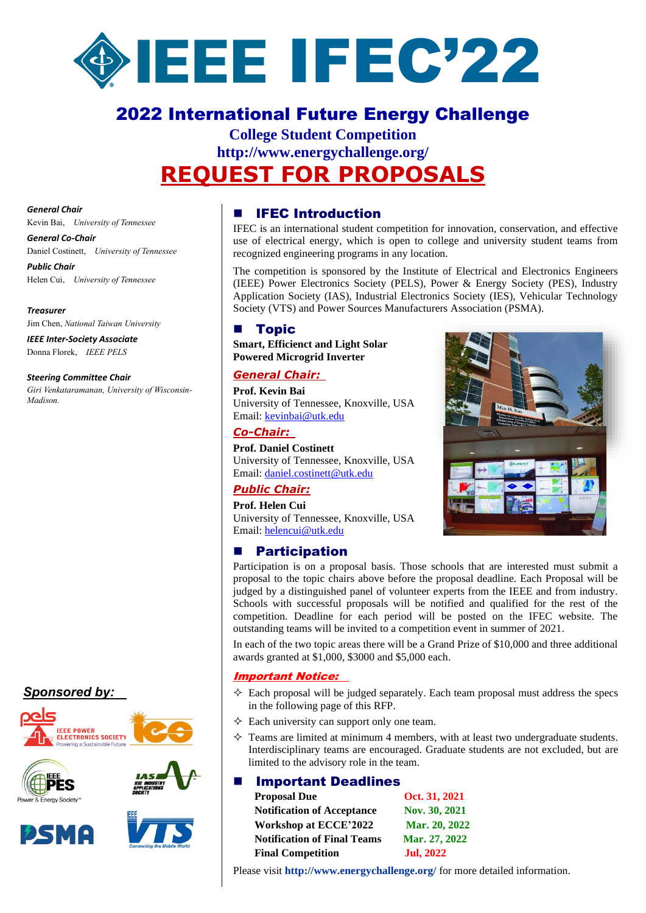# IEEE IFEC'22

## 2022 International Future Energy Challenge

**College Student Competition**

**http://www.energychallenge.org/**

# REQUEST FOR PROPOSALS

***General Chair***
Kevin Bai, *University of Tennessee*

***General Co-Chair***
Daniel Costinett, *University of Tennessee*

***Public Chair***
Helen Cui, *University of Tennessee*

***Treasurer***
Jim Chen, *National Taiwan University*

***IEEE Inter-Society Associate***
Donna Florek, *IEEE PELS*

***Steering Committee Chair***
*Giri Venkataramanan, University of Wisconsin-Madison.*

## IFEC Introduction

IFEC is an international student competition for innovation, conservation, and effective use of electrical energy, which is open to college and university student teams from recognized engineering programs in any location.

The competition is sponsored by the Institute of Electrical and Electronics Engineers (IEEE) Power Electronics Society (PELS), Power & Energy Society (PES), Industry Application Society (IAS), Industrial Electronics Society (IES), Vehicular Technology Society (VTS) and Power Sources Manufacturers Association (PSMA).

## Topic

**Smart, Efficient and Light Solar Powered Microgrid Inverter**

***General Chair:***

**Prof. Kevin Bai**
University of Tennessee, Knoxville, USA
Email: kevinbai@utk.edu

***Co-Chair:***

**Prof. Daniel Costinett**
University of Tennessee, Knoxville, USA
Email: daniel.costinett@utk.edu

***Public Chair:***

**Prof. Helen Cui**
University of Tennessee, Knoxville, USA
Email: helencui@utk.edu

## Participation

Participation is on a proposal basis. Those schools that are interested must submit a proposal to the topic chairs above before the proposal deadline. Each Proposal will be judged by a distinguished panel of volunteer experts from the IEEE and from industry. Schools with successful proposals will be notified and qualified for the rest of the competition. Deadline for each period will be posted on the IFEC website. The outstanding teams will be invited to a competition event in summer of 2021.

In each of the two topic areas there will be a Grand Prize of $10,000 and three additional awards granted at $1,000, $3000 and $5,000 each.

***Important Notice:***

- Each proposal will be judged separately. Each team proposal must address the specs in the following page of this RFP.
- Each university can support only one team.
- Teams are limited at minimum 4 members, with at least two undergraduate students. Interdisciplinary teams are encouraged. Graduate students are not excluded, but are limited to the advisory role in the team.

## Important Deadlines

| | |
|---|---|
| **Proposal Due** | **Oct. 31, 2021** |
| **Notification of Acceptance** | **Nov. 30, 2021** |
| **Workshop at ECCE'2022** | **Mar. 20, 2022** |
| **Notification of Final Teams** | **Mar. 27, 2022** |
| **Final Competition** | **Jul, 2022** |

Please visit **http://www.energychallenge.org/** for more detailed information.

***Sponsored by:***

PELS IEEE Power Electronics Society, IES, IEEE PES Power & Energy Society, IAS IEEE Industry Applications Society, PSMA, IEEE VTS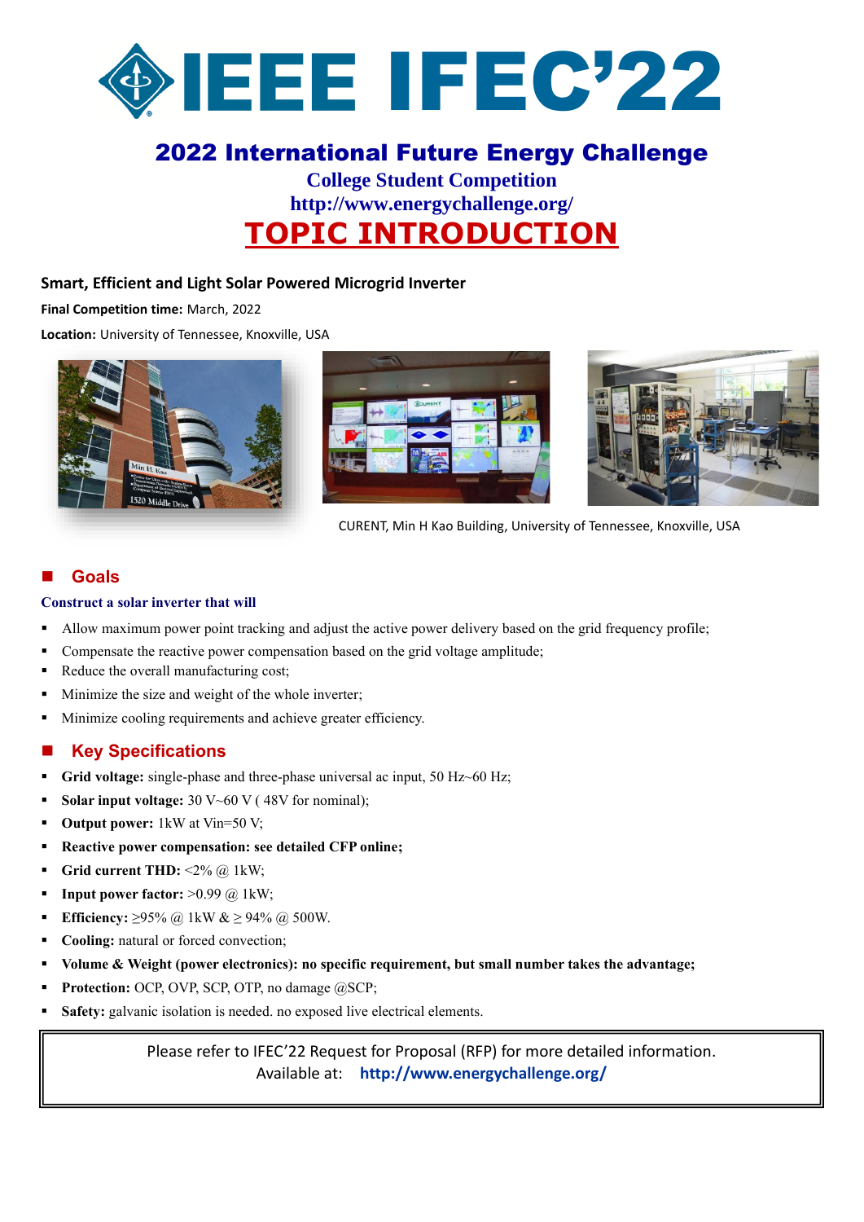# IEEE IFEC'22

## 2022 International Future Energy Challenge

**College Student Competition**

**http://www.energychallenge.org/**

# TOPIC INTRODUCTION

**Smart, Efficient and Light Solar Powered Microgrid Inverter**

**Final Competition time:** March, 2022

**Location:** University of Tennessee, Knoxville, USA

CURENT, Min H Kao Building, University of Tennessee, Knoxville, USA

## Goals

**Construct a solar inverter that will**

- Allow maximum power point tracking and adjust the active power delivery based on the grid frequency profile;
- Compensate the reactive power compensation based on the grid voltage amplitude;
- Reduce the overall manufacturing cost;
- Minimize the size and weight of the whole inverter;
- Minimize cooling requirements and achieve greater efficiency.

## Key Specifications

- **Grid voltage:** single-phase and three-phase universal ac input, 50 Hz~60 Hz;
- **Solar input voltage:** 30 V~60 V ( 48V for nominal);
- **Output power:** 1kW at Vin=50 V;
- **Reactive power compensation: see detailed CFP online;**
- **Grid current THD:** <2% @ 1kW;
- **Input power factor:** >0.99 @ 1kW;
- **Efficiency:** ≥95% @ 1kW & ≥ 94% @ 500W.
- **Cooling:** natural or forced convection;
- **Volume & Weight (power electronics): no specific requirement, but small number takes the advantage;**
- **Protection:** OCP, OVP, SCP, OTP, no damage @SCP;
- **Safety:** galvanic isolation is needed. no exposed live electrical elements.

Please refer to IFEC'22 Request for Proposal (RFP) for more detailed information.
Available at: **http://www.energychallenge.org/**